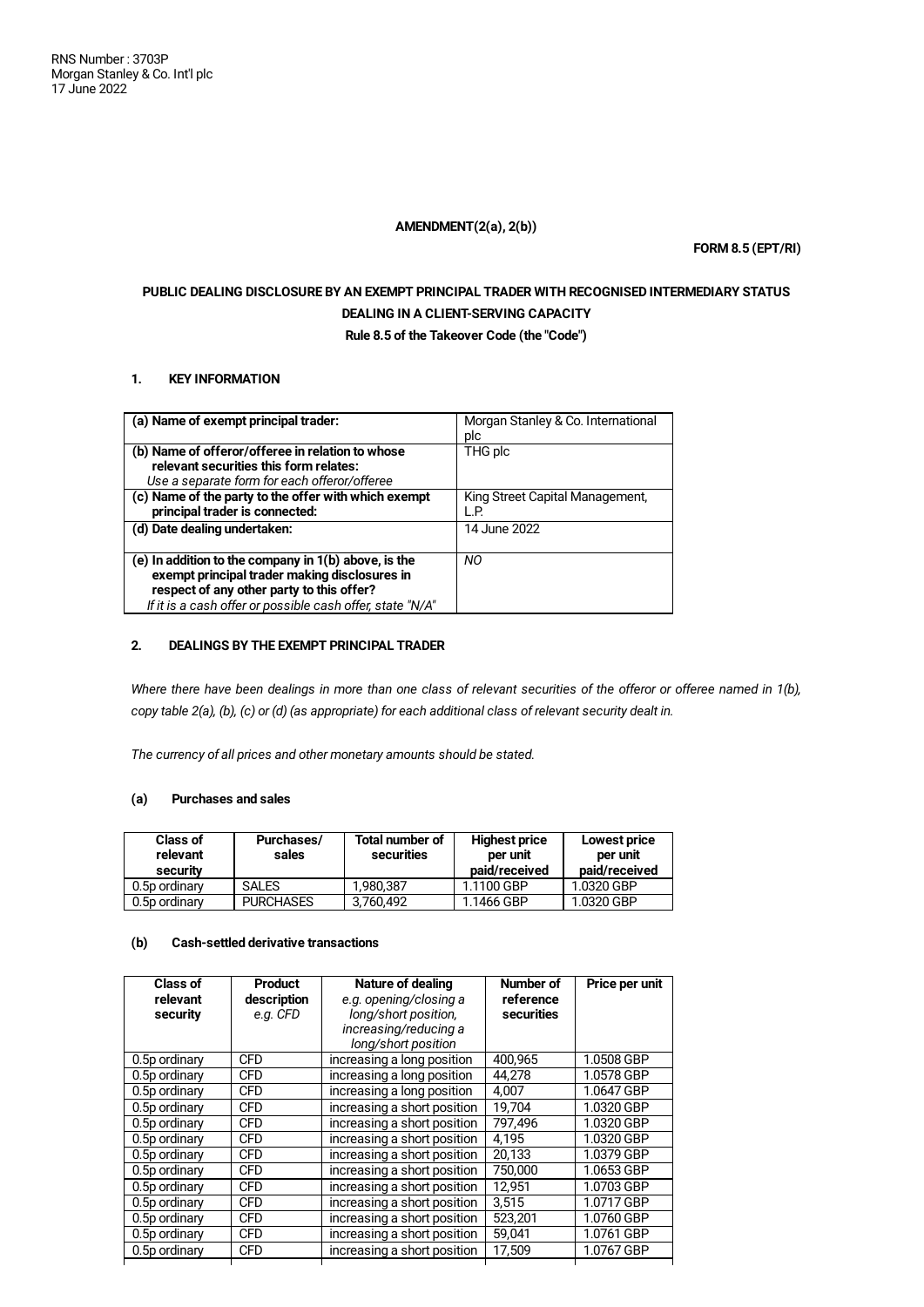RNS Number : 3703P
Morgan Stanley & Co. Int'l plc
17 June 2022

**AMENDMENT(2(a), 2(b))**

**FORM 8.5 (EPT/RI)**

**PUBLIC DEALING DISCLOSURE BY AN EXEMPT PRINCIPAL TRADER WITH RECOGNISED INTERMEDIARY STATUS DEALING IN A CLIENT-SERVING CAPACITY**

**Rule 8.5 of the Takeover Code (the "Code")**

## 1. KEY INFORMATION

| | |
|---|---|
| **(a) Name of exempt principal trader:** | Morgan Stanley & Co. International plc |
| **(b) Name of offeror/offeree in relation to whose relevant securities this form relates:** *Use a separate form for each offeror/offeree* | THG plc |
| **(c) Name of the party to the offer with which exempt principal trader is connected:** | King Street Capital Management, L.P. |
| **(d) Date dealing undertaken:** | 14 June 2022 |
| **(e) In addition to the company in 1(b) above, is the exempt principal trader making disclosures in respect of any other party to this offer?** *If it is a cash offer or possible cash offer, state "N/A"* | *NO* |

## 2. DEALINGS BY THE EXEMPT PRINCIPAL TRADER

*Where there have been dealings in more than one class of relevant securities of the offeror or offeree named in 1(b), copy table 2(a), (b), (c) or (d) (as appropriate) for each additional class of relevant security dealt in.*

*The currency of all prices and other monetary amounts should be stated.*

### (a) Purchases and sales

| Class of relevant security | Purchases/ sales | Total number of securities | Highest price per unit paid/received | Lowest price per unit paid/received |
|---|---|---|---|---|
| 0.5p ordinary | SALES | 1,980,387 | 1.1100 GBP | 1.0320 GBP |
| 0.5p ordinary | PURCHASES | 3,760,492 | 1.1466 GBP | 1.0320 GBP |

### (b) Cash-settled derivative transactions

| Class of relevant security | Product description *e.g. CFD* | Nature of dealing *e.g. opening/closing a long/short position, increasing/reducing a long/short position* | Number of reference securities | Price per unit |
|---|---|---|---|---|
| 0.5p ordinary | CFD | increasing a long position | 400,965 | 1.0508 GBP |
| 0.5p ordinary | CFD | increasing a long position | 44,278 | 1.0578 GBP |
| 0.5p ordinary | CFD | increasing a long position | 4,007 | 1.0647 GBP |
| 0.5p ordinary | CFD | increasing a short position | 19,704 | 1.0320 GBP |
| 0.5p ordinary | CFD | increasing a short position | 797,496 | 1.0320 GBP |
| 0.5p ordinary | CFD | increasing a short position | 4,195 | 1.0320 GBP |
| 0.5p ordinary | CFD | increasing a short position | 20,133 | 1.0379 GBP |
| 0.5p ordinary | CFD | increasing a short position | 750,000 | 1.0653 GBP |
| 0.5p ordinary | CFD | increasing a short position | 12,951 | 1.0703 GBP |
| 0.5p ordinary | CFD | increasing a short position | 3,515 | 1.0717 GBP |
| 0.5p ordinary | CFD | increasing a short position | 523,201 | 1.0760 GBP |
| 0.5p ordinary | CFD | increasing a short position | 59,041 | 1.0761 GBP |
| 0.5p ordinary | CFD | increasing a short position | 17,509 | 1.0767 GBP |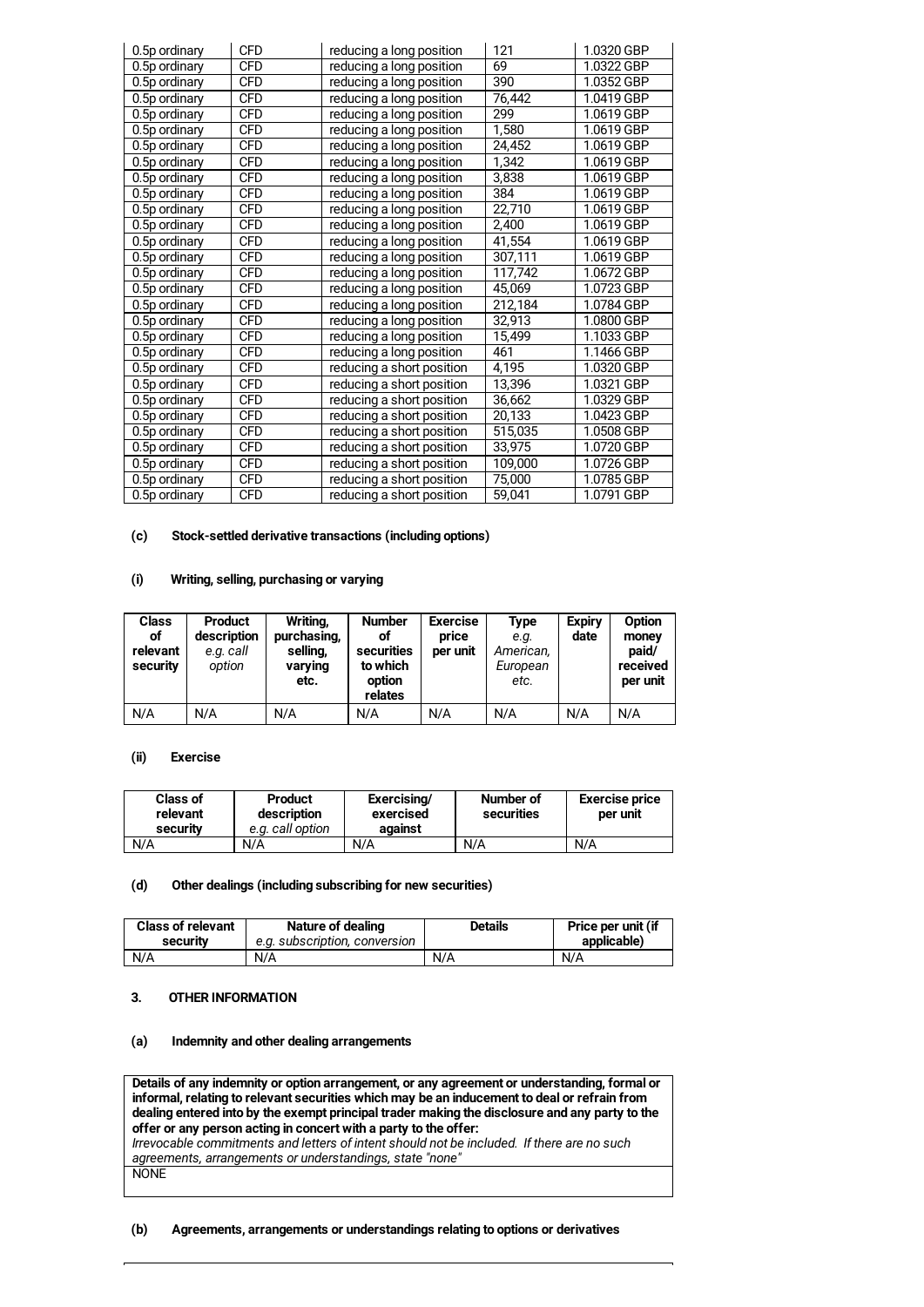| | | | | |
|---|---|---|---|---|
| 0.5p ordinary | CFD | reducing a long position | 121 | 1.0320 GBP |
| 0.5p ordinary | CFD | reducing a long position | 69 | 1.0322 GBP |
| 0.5p ordinary | CFD | reducing a long position | 390 | 1.0352 GBP |
| 0.5p ordinary | CFD | reducing a long position | 76,442 | 1.0419 GBP |
| 0.5p ordinary | CFD | reducing a long position | 299 | 1.0619 GBP |
| 0.5p ordinary | CFD | reducing a long position | 1,580 | 1.0619 GBP |
| 0.5p ordinary | CFD | reducing a long position | 24,452 | 1.0619 GBP |
| 0.5p ordinary | CFD | reducing a long position | 1,342 | 1.0619 GBP |
| 0.5p ordinary | CFD | reducing a long position | 3,838 | 1.0619 GBP |
| 0.5p ordinary | CFD | reducing a long position | 384 | 1.0619 GBP |
| 0.5p ordinary | CFD | reducing a long position | 22,710 | 1.0619 GBP |
| 0.5p ordinary | CFD | reducing a long position | 2,400 | 1.0619 GBP |
| 0.5p ordinary | CFD | reducing a long position | 41,554 | 1.0619 GBP |
| 0.5p ordinary | CFD | reducing a long position | 307,111 | 1.0619 GBP |
| 0.5p ordinary | CFD | reducing a long position | 117,742 | 1.0672 GBP |
| 0.5p ordinary | CFD | reducing a long position | 45,069 | 1.0723 GBP |
| 0.5p ordinary | CFD | reducing a long position | 212,184 | 1.0784 GBP |
| 0.5p ordinary | CFD | reducing a long position | 32,913 | 1.0800 GBP |
| 0.5p ordinary | CFD | reducing a long position | 15,499 | 1.1033 GBP |
| 0.5p ordinary | CFD | reducing a long position | 461 | 1.1466 GBP |
| 0.5p ordinary | CFD | reducing a short position | 4,195 | 1.0320 GBP |
| 0.5p ordinary | CFD | reducing a short position | 13,396 | 1.0321 GBP |
| 0.5p ordinary | CFD | reducing a short position | 36,662 | 1.0329 GBP |
| 0.5p ordinary | CFD | reducing a short position | 20,133 | 1.0423 GBP |
| 0.5p ordinary | CFD | reducing a short position | 515,035 | 1.0508 GBP |
| 0.5p ordinary | CFD | reducing a short position | 33,975 | 1.0720 GBP |
| 0.5p ordinary | CFD | reducing a short position | 109,000 | 1.0726 GBP |
| 0.5p ordinary | CFD | reducing a short position | 75,000 | 1.0785 GBP |
| 0.5p ordinary | CFD | reducing a short position | 59,041 | 1.0791 GBP |

**(c) Stock-settled derivative transactions (including options)**

**(i) Writing, selling, purchasing or varying**

| Class of relevant security | Product description *e.g. call option* | Writing, purchasing, selling, varying etc. | Number of securities to which option relates | Exercise price per unit | Type *e.g. American, European etc.* | Expiry date | Option money paid/ received per unit |
|---|---|---|---|---|---|---|---|
| N/A | N/A | N/A | N/A | N/A | N/A | N/A | N/A |

**(ii) Exercise**

| Class of relevant security | Product description *e.g. call option* | Exercising/ exercised against | Number of securities | Exercise price per unit |
|---|---|---|---|---|
| N/A | N/A | N/A | N/A | N/A |

**(d) Other dealings (including subscribing for new securities)**

| Class of relevant security | Nature of dealing *e.g. subscription, conversion* | Details | Price per unit (if applicable) |
|---|---|---|---|
| N/A | N/A | N/A | N/A |

**3. OTHER INFORMATION**

**(a) Indemnity and other dealing arrangements**

| **Details of any indemnity or option arrangement, or any agreement or understanding, formal or informal, relating to relevant securities which may be an inducement to deal or refrain from dealing entered into by the exempt principal trader making the disclosure and any party to the offer or any person acting in concert with a party to the offer:** *Irrevocable commitments and letters of intent should not be included. If there are no such agreements, arrangements or understandings, state "none"* |
|---|
| NONE |

**(b) Agreements, arrangements or understandings relating to options or derivatives**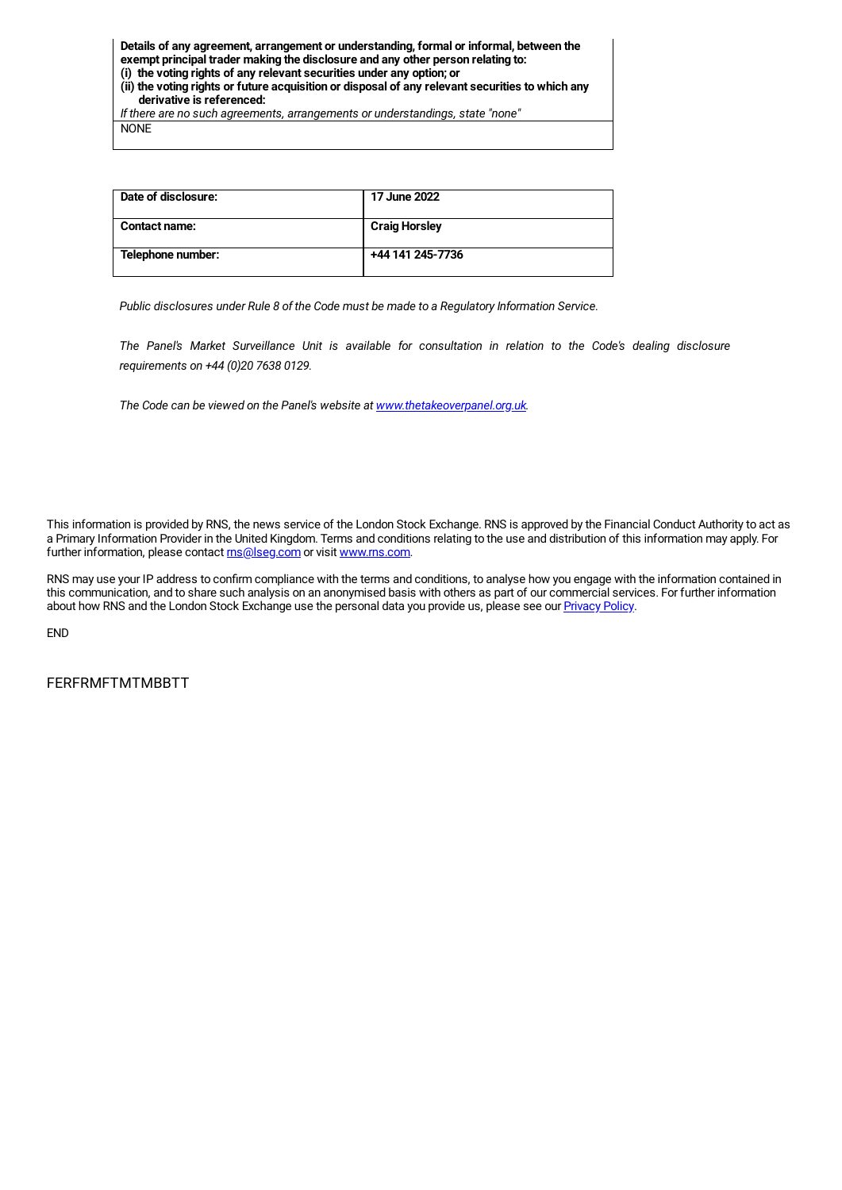| |
|---|
| **Details of any agreement, arrangement or understanding, formal or informal, between the exempt principal trader making the disclosure and any other person relating to:**<br>**(i) the voting rights of any relevant securities under any option; or**<br>**(ii) the voting rights or future acquisition or disposal of any relevant securities to which any derivative is referenced:**<br>*If there are no such agreements, arrangements or understandings, state "none"* |
| NONE |

| | |
|---|---|
| **Date of disclosure:** | **17 June 2022** |
| **Contact name:** | **Craig Horsley** |
| **Telephone number:** | **+44 141 245-7736** |

*Public disclosures under Rule 8 of the Code must be made to a Regulatory Information Service.*

*The Panel's Market Surveillance Unit is available for consultation in relation to the Code's dealing disclosure requirements on +44 (0)20 7638 0129.*

*The Code can be viewed on the Panel's website at www.thetakeoverpanel.org.uk.*

This information is provided by RNS, the news service of the London Stock Exchange. RNS is approved by the Financial Conduct Authority to act as a Primary Information Provider in the United Kingdom. Terms and conditions relating to the use and distribution of this information may apply. For further information, please contact rns@lseg.com or visit www.rns.com.

RNS may use your IP address to confirm compliance with the terms and conditions, to analyse how you engage with the information contained in this communication, and to share such analysis on an anonymised basis with others as part of our commercial services. For further information about how RNS and the London Stock Exchange use the personal data you provide us, please see our Privacy Policy.

END

FERFRMFTMTMBBTT